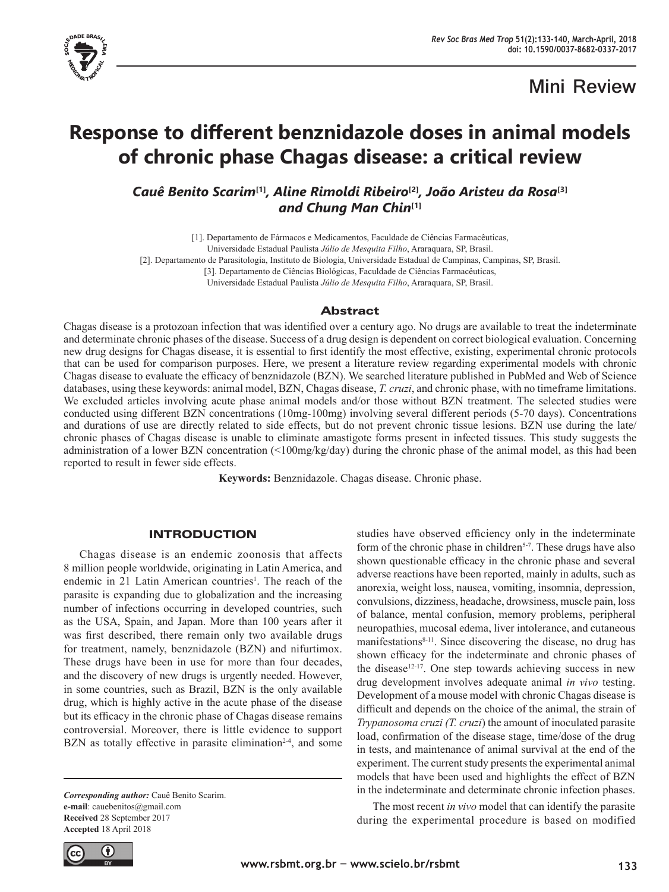Mini Review

# Response to different benznidazole doses in animal models of chronic phase Chagas disease: a critical review

*Cauê Benito Scarim[1], Aline Rimoldi Ribeiro[2], João Aristeu da Rosa[3] and Chung Man Chin[1]*

[1]. Departamento de Fármacos e Medicamentos, Faculdade de Ciências Farmacêuticas, Universidade Estadual Paulista *Júlio de Mesquita Filho*, Araraquara, SP, Brasil.
[2]. Departamento de Parasitologia, Instituto de Biologia, Universidade Estadual de Campinas, Campinas, SP, Brasil.
[3]. Departamento de Ciências Biológicas, Faculdade de Ciências Farmacêuticas, Universidade Estadual Paulista *Júlio de Mesquita Filho*, Araraquara, SP, Brasil.

## Abstract

Chagas disease is a protozoan infection that was identified over a century ago. No drugs are available to treat the indeterminate and determinate chronic phases of the disease. Success of a drug design is dependent on correct biological evaluation. Concerning new drug designs for Chagas disease, it is essential to first identify the most effective, existing, experimental chronic protocols that can be used for comparison purposes. Here, we present a literature review regarding experimental models with chronic Chagas disease to evaluate the efficacy of benznidazole (BZN). We searched literature published in PubMed and Web of Science databases, using these keywords: animal model, BZN, Chagas disease, *T. cruzi*, and chronic phase, with no timeframe limitations. We excluded articles involving acute phase animal models and/or those without BZN treatment. The selected studies were conducted using different BZN concentrations (10mg-100mg) involving several different periods (5-70 days). Concentrations and durations of use are directly related to side effects, but do not prevent chronic tissue lesions. BZN use during the late/chronic phases of Chagas disease is unable to eliminate amastigote forms present in infected tissues. This study suggests the administration of a lower BZN concentration (<100mg/kg/day) during the chronic phase of the animal model, as this had been reported to result in fewer side effects.

**Keywords:** Benznidazole. Chagas disease. Chronic phase.

## INTRODUCTION

Chagas disease is an endemic zoonosis that affects 8 million people worldwide, originating in Latin America, and endemic in 21 Latin American countries[1]. The reach of the parasite is expanding due to globalization and the increasing number of infections occurring in developed countries, such as the USA, Spain, and Japan. More than 100 years after it was first described, there remain only two available drugs for treatment, namely, benznidazole (BZN) and nifurtimox. These drugs have been in use for more than four decades, and the discovery of new drugs is urgently needed. However, in some countries, such as Brazil, BZN is the only available drug, which is highly active in the acute phase of the disease but its efficacy in the chronic phase of Chagas disease remains controversial. Moreover, there is little evidence to support BZN as totally effective in parasite elimination[2-4], and some studies have observed efficiency only in the indeterminate form of the chronic phase in children[5-7]. These drugs have also shown questionable efficacy in the chronic phase and several adverse reactions have been reported, mainly in adults, such as anorexia, weight loss, nausea, vomiting, insomnia, depression, convulsions, dizziness, headache, drowsiness, muscle pain, loss of balance, mental confusion, memory problems, peripheral neuropathies, mucosal edema, liver intolerance, and cutaneous manifestations[8-11]. Since discovering the disease, no drug has shown efficacy for the indeterminate and chronic phases of the disease[12-17]. One step towards achieving success in new drug development involves adequate animal *in vivo* testing. Development of a mouse model with chronic Chagas disease is difficult and depends on the choice of the animal, the strain of *Trypanosoma cruzi (T. cruzi*) the amount of inoculated parasite load, confirmation of the disease stage, time/dose of the drug in tests, and maintenance of animal survival at the end of the experiment. The current study presents the experimental animal models that have been used and highlights the effect of BZN in the indeterminate and determinate chronic infection phases.

The most recent *in vivo* model that can identify the parasite during the experimental procedure is based on modified

***Corresponding author:*** Cauê Benito Scarim.
**e-mail**: cauebenitos@gmail.com
**Received** 28 September 2017
**Accepted** 18 April 2018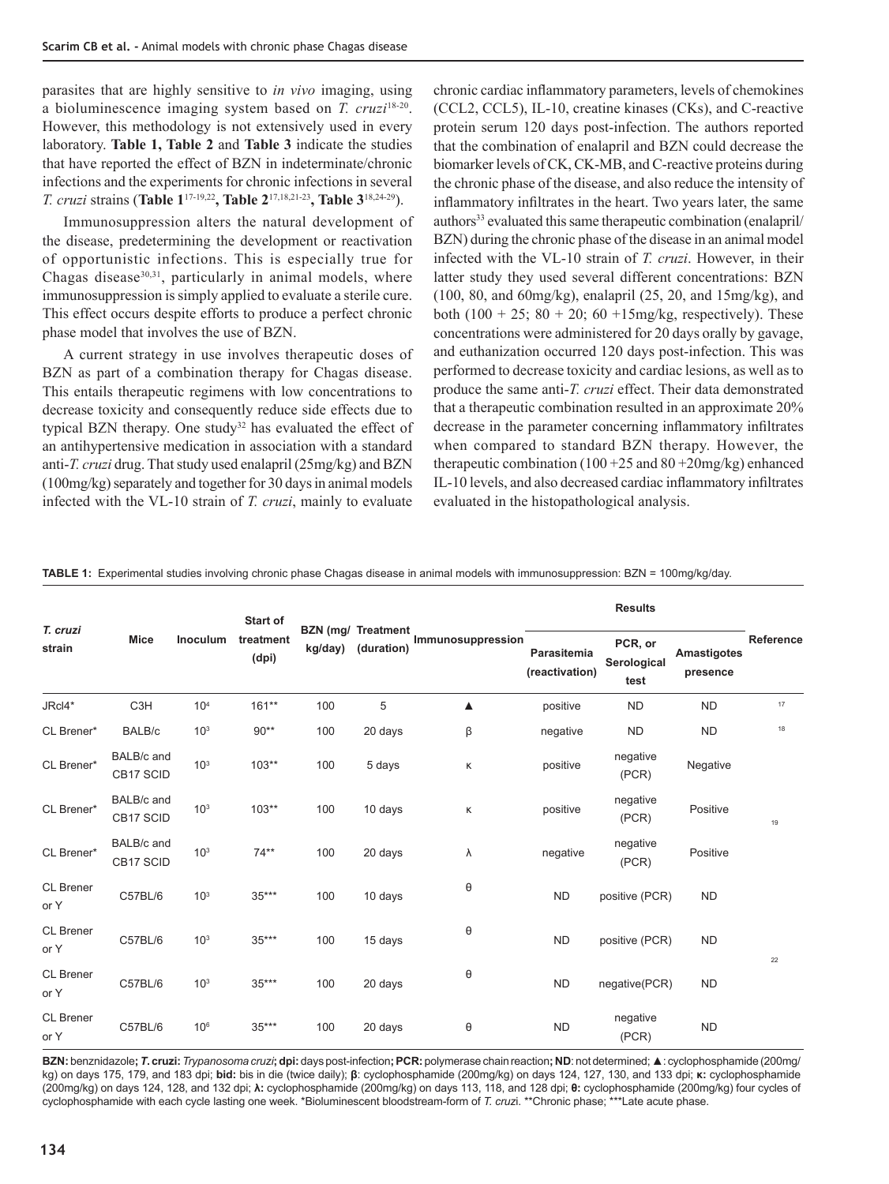parasites that are highly sensitive to *in vivo* imaging, using a bioluminescence imaging system based on *T. cruzi*[18-20]. However, this methodology is not extensively used in every laboratory. **Table 1, Table 2** and **Table 3** indicate the studies that have reported the effect of BZN in indeterminate/chronic infections and the experiments for chronic infections in several *T. cruzi* strains (**Table 1**[17-19,22]**, Table 2**[17,18,21-23]**, Table 3**[18,24-29]).

Immunosuppression alters the natural development of the disease, predetermining the development or reactivation of opportunistic infections. This is especially true for Chagas disease[30,31], particularly in animal models, where immunosuppression is simply applied to evaluate a sterile cure. This effect occurs despite efforts to produce a perfect chronic phase model that involves the use of BZN.

A current strategy in use involves therapeutic doses of BZN as part of a combination therapy for Chagas disease. This entails therapeutic regimens with low concentrations to decrease toxicity and consequently reduce side effects due to typical BZN therapy. One study[32] has evaluated the effect of an antihypertensive medication in association with a standard anti-*T. cruzi* drug. That study used enalapril (25mg/kg) and BZN (100mg/kg) separately and together for 30 days in animal models infected with the VL-10 strain of *T. cruzi*, mainly to evaluate chronic cardiac inflammatory parameters, levels of chemokines (CCL2, CCL5), IL-10, creatine kinases (CKs), and C-reactive protein serum 120 days post-infection. The authors reported that the combination of enalapril and BZN could decrease the biomarker levels of CK, CK-MB, and C-reactive proteins during the chronic phase of the disease, and also reduce the intensity of inflammatory infiltrates in the heart. Two years later, the same authors[33] evaluated this same therapeutic combination (enalapril/BZN) during the chronic phase of the disease in an animal model infected with the VL-10 strain of *T. cruzi*. However, in their latter study they used several different concentrations: BZN (100, 80, and 60mg/kg), enalapril (25, 20, and 15mg/kg), and both (100 + 25; 80 + 20; 60 +15mg/kg, respectively). These concentrations were administered for 20 days orally by gavage, and euthanization occurred 120 days post-infection. This was performed to decrease toxicity and cardiac lesions, as well as to produce the same anti-*T. cruzi* effect. Their data demonstrated that a therapeutic combination resulted in an approximate 20% decrease in the parameter concerning inflammatory infiltrates when compared to standard BZN therapy. However, the therapeutic combination (100 +25 and 80 +20mg/kg) enhanced IL-10 levels, and also decreased cardiac inflammatory infiltrates evaluated in the histopathological analysis.

**TABLE 1:** Experimental studies involving chronic phase Chagas disease in animal models with immunosuppression: BZN = 100mg/kg/day.

| *T. cruzi* strain | Mice | Inoculum | Start of treatment (dpi) | BZN (mg/kg/day) | Treatment (duration) | Immunosuppression | Results | | | Reference |
|---|---|---|---|---|---|---|---|---|---|---|
| | | | | | | | Parasitemia (reactivation) | PCR, or Serological test | Amastigotes presence | |
| JRcl4* | C3H | $10^4$ | 161** | 100 | 5 | ▲ | positive | ND | ND | 17 |
| CL Brener* | BALB/c | $10^3$ | 90** | 100 | 20 days | β | negative | ND | ND | 18 |
| CL Brener* | BALB/c and CB17 SCID | $10^3$ | 103** | 100 | 5 days | κ | positive | negative (PCR) | Negative | 19 |
| CL Brener* | BALB/c and CB17 SCID | $10^3$ | 103** | 100 | 10 days | κ | positive | negative (PCR) | Positive | |
| CL Brener* | BALB/c and CB17 SCID | $10^3$ | 74** | 100 | 20 days | λ | negative | negative (PCR) | Positive | |
| CL Brener or Y | C57BL/6 | $10^3$ | 35*** | 100 | 10 days | θ | ND | positive (PCR) | ND | 22 |
| CL Brener or Y | C57BL/6 | $10^3$ | 35*** | 100 | 15 days | θ | ND | positive (PCR) | ND | |
| CL Brener or Y | C57BL/6 | $10^3$ | 35*** | 100 | 20 days | θ | ND | negative(PCR) | ND | |
| CL Brener or Y | C57BL/6 | $10^6$ | 35*** | 100 | 20 days | θ | ND | negative (PCR) | ND | |

**BZN:** benznidazole**; *T.* cruzi:** *Trypanosoma cruzi***; dpi:** days post-infection**; PCR:** polymerase chain reaction**; ND**: not determined; **▲**: cyclophosphamide (200mg/kg) on days 175, 179, and 183 dpi; **bid:** bis in die (twice daily); **β**: cyclophosphamide (200mg/kg) on days 124, 127, 130, and 133 dpi; **κ:** cyclophosphamide (200mg/kg) on days 124, 128, and 132 dpi; **λ:** cyclophosphamide (200mg/kg) on days 113, 118, and 128 dpi; **θ:** cyclophosphamide (200mg/kg) four cycles of cyclophosphamide with each cycle lasting one week. *Bioluminescent bloodstream-form of *T. cruz*i. **Chronic phase; ***Late acute phase.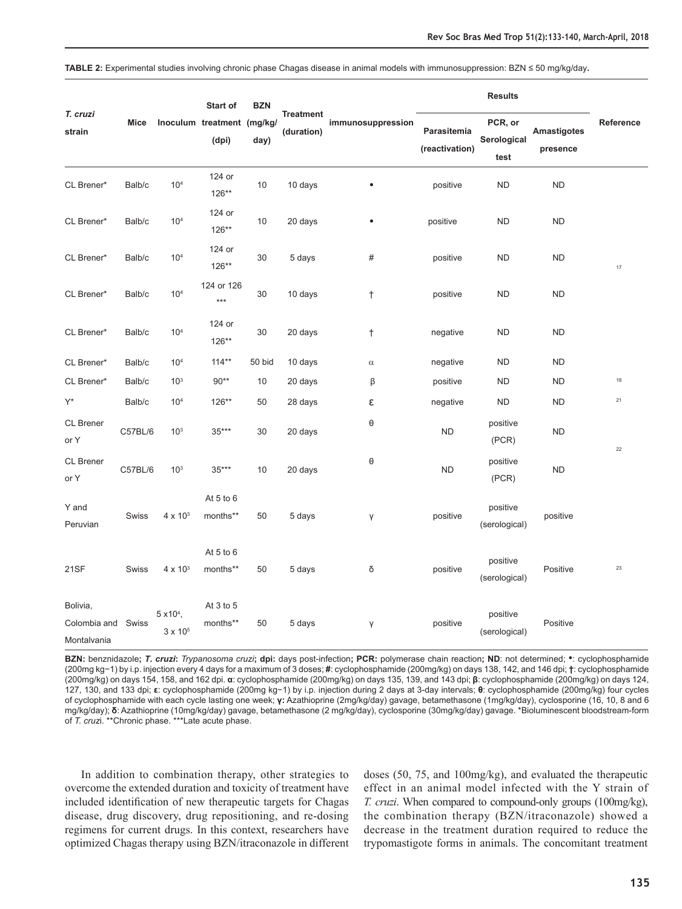**TABLE 2:** Experimental studies involving chronic phase Chagas disease in animal models with immunosuppression: BZN ≤ 50 mg/kg/day.

| *T. cruzi* strain | Mice | Inoculum | Start of treatment (dpi) | BZN (mg/kg/day) | Treatment (duration) | immunosuppression | Results | | | Reference |
|---|---|---|---|---|---|---|---|---|---|---|
| | | | | | | | Parasitemia (reactivation) | PCR, or Serological test | Amastigotes presence | |
| CL Brener* | Balb/c | $10^4$ | 124 or 126** | 10 | 10 days | • | positive | ND | ND | 17 |
| CL Brener* | Balb/c | $10^4$ | 124 or 126** | 10 | 20 days | • | positive | ND | ND | |
| CL Brener* | Balb/c | $10^4$ | 124 or 126** | 30 | 5 days | # | positive | ND | ND | |
| CL Brener* | Balb/c | $10^4$ | 124 or 126 *** | 30 | 10 days | † | positive | ND | ND | |
| CL Brener* | Balb/c | $10^4$ | 124 or 126** | 30 | 20 days | † | negative | ND | ND | |
| CL Brener* | Balb/c | $10^4$ | 114** | 50 bid | 10 days | α | negative | ND | ND | 18 |
| CL Brener* | Balb/c | $10^3$ | 90** | 10 | 20 days | β | positive | ND | ND | |
| Y* | Balb/c | $10^4$ | 126** | 50 | 28 days | ε | negative | ND | ND | 21 |
| CL Brener or Y | C57BL/6 | $10^3$ | 35*** | 30 | 20 days | θ | ND | positive (PCR) | ND | 22 |
| CL Brener or Y | C57BL/6 | $10^3$ | 35*** | 10 | 20 days | θ | ND | positive (PCR) | ND | |
| Y and Peruvian | Swiss | $4 \times 10^3$ | At 5 to 6 months** | 50 | 5 days | γ | positive | positive (serological) | positive | 23 |
| 21SF | Swiss | $4 \times 10^3$ | At 5 to 6 months** | 50 | 5 days | δ | positive | positive (serological) | Positive | |
| Bolivia, Colombia and Montalvania | Swiss | $5 \times 10^4$, $3 \times 10^5$ | At 3 to 5 months** | 50 | 5 days | γ | positive | positive (serological) | Positive | |

**BZN:** benznidazole**;** ***T. cruzi*:** *Trypanosoma cruzi***; dpi:** days post-infection**; PCR:** polymerase chain reaction**; ND**: not determined; **•**: cyclophosphamide (200mg kg−1) by i.p. injection every 4 days for a maximum of 3 doses; **#**: cyclophosphamide (200mg/kg) on days 138, 142, and 146 dpi; **†**: cyclophosphamide (200mg/kg) on days 154, 158, and 162 dpi. **α**: cyclophosphamide (200mg/kg) on days 135, 139, and 143 dpi; **β**: cyclophosphamide (200mg/kg) on days 124, 127, 130, and 133 dpi; **ε**: cyclophosphamide (200mg kg−1) by i.p. injection during 2 days at 3-day intervals; **θ**: cyclophosphamide (200mg/kg) four cycles of cyclophosphamide with each cycle lasting one week; **γ:** Azathioprine (2mg/kg/day) gavage, betamethasone (1mg/kg/day), cyclosporine (16, 10, 8 and 6 mg/kg/day); **δ**: Azathioprine (10mg/kg/day) gavage, betamethasone (2 mg/kg/day), cyclosporine (30mg/kg/day) gavage. *Bioluminescent bloodstream-form of *T. cruzi*. **Chronic phase. ***Late acute phase.

In addition to combination therapy, other strategies to overcome the extended duration and toxicity of treatment have included identification of new therapeutic targets for Chagas disease, drug discovery, drug repositioning, and re-dosing regimens for current drugs. In this context, researchers have optimized Chagas therapy using BZN/itraconazole in different doses (50, 75, and 100mg/kg), and evaluated the therapeutic effect in an animal model infected with the Y strain of *T. cruzi*. When compared to compound-only groups (100mg/kg), the combination therapy (BZN/itraconazole) showed a decrease in the treatment duration required to reduce the trypomastigote forms in animals. The concomitant treatment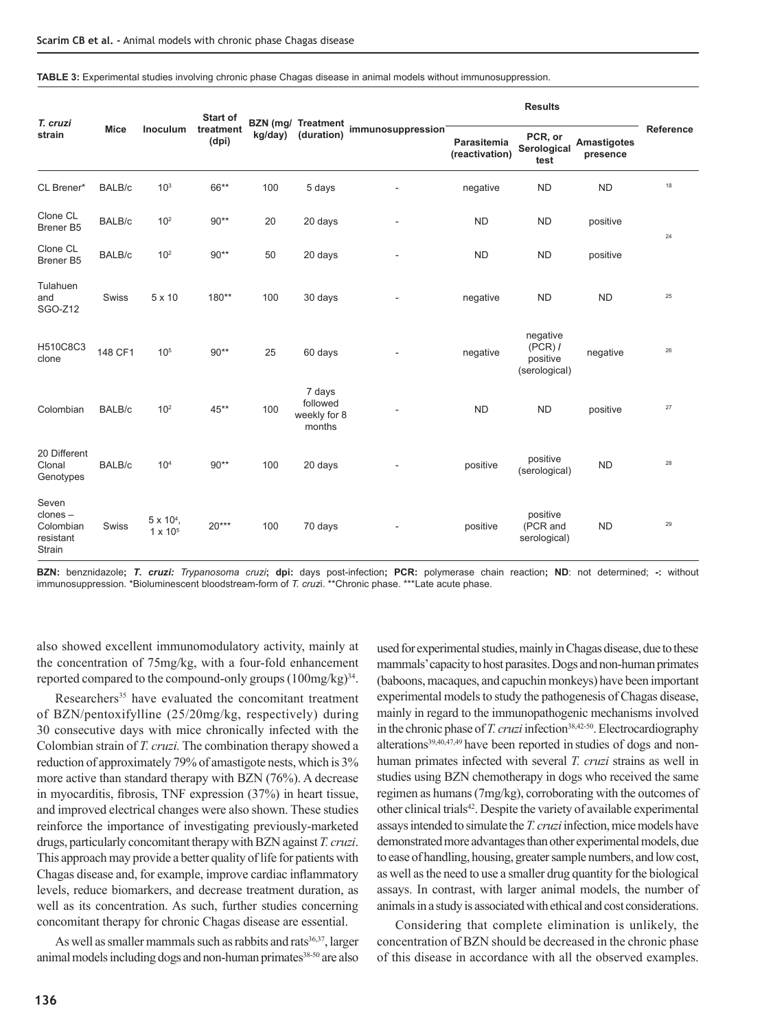**TABLE 3:** Experimental studies involving chronic phase Chagas disease in animal models without immunosuppression.

| *T. cruzi* strain | Mice | Inoculum | Start of treatment (dpi) | BZN (mg/kg/day) | Treatment (duration) | immunosuppression | Results | | | Reference |
|---|---|---|---|---|---|---|---|---|---|---|
| | | | | | | | Parasitemia (reactivation) | PCR, or Serological test | Amastigotes presence | |
| CL Brener* | BALB/c | $10^3$ | 66** | 100 | 5 days | - | negative | ND | ND | 18 |
| Clone CL Brener B5 | BALB/c | $10^2$ | 90** | 20 | 20 days | - | ND | ND | positive | 24 |
| Clone CL Brener B5 | BALB/c | $10^2$ | 90** | 50 | 20 days | - | ND | ND | positive | |
| Tulahuen and SGO-Z12 | Swiss | 5 x 10 | 180** | 100 | 30 days | - | negative | ND | ND | 25 |
| H510C8C3 clone | 148 CF1 | $10^5$ | 90** | 25 | 60 days | - | negative | negative (PCR) / positive (serological) | negative | 26 |
| Colombian | BALB/c | $10^2$ | 45** | 100 | 7 days followed weekly for 8 months | - | ND | ND | positive | 27 |
| 20 Different Clonal Genotypes | BALB/c | $10^4$ | 90** | 100 | 20 days | - | positive | positive (serological) | ND | 28 |
| Seven clones – Colombian resistant Strain | Swiss | $5 \times 10^4$, $1 \times 10^5$ | 20*** | 100 | 70 days | - | positive | positive (PCR and serological) | ND | 29 |

**BZN:** benznidazole**;** ***T. cruzi:*** *Trypanosoma cruzi***; dpi:** days post-infection**; PCR:** polymerase chain reaction**; ND**: not determined; **-:** without immunosuppression. *Bioluminescent bloodstream-form of *T. cruzi*. **Chronic phase. ***Late acute phase.

also showed excellent immunomodulatory activity, mainly at the concentration of 75mg/kg, with a four-fold enhancement reported compared to the compound-only groups (100mg/kg)[34].

Researchers[35] have evaluated the concomitant treatment of BZN/pentoxifylline (25/20mg/kg, respectively) during 30 consecutive days with mice chronically infected with the Colombian strain of *T. cruzi.* The combination therapy showed a reduction of approximately 79% of amastigote nests, which is 3% more active than standard therapy with BZN (76%). A decrease in myocarditis, fibrosis, TNF expression (37%) in heart tissue, and improved electrical changes were also shown. These studies reinforce the importance of investigating previously-marketed drugs, particularly concomitant therapy with BZN against *T. cruzi*. This approach may provide a better quality of life for patients with Chagas disease and, for example, improve cardiac inflammatory levels, reduce biomarkers, and decrease treatment duration, as well as its concentration. As such, further studies concerning concomitant therapy for chronic Chagas disease are essential.

As well as smaller mammals such as rabbits and rats[36,37], larger animal models including dogs and non-human primates[38-50] are also used for experimental studies, mainly in Chagas disease, due to these mammals' capacity to host parasites. Dogs and non-human primates (baboons, macaques, and capuchin monkeys) have been important experimental models to study the pathogenesis of Chagas disease, mainly in regard to the immunopathogenic mechanisms involved in the chronic phase of *T. cruzi* infection[38,42-50]. Electrocardiography alterations[39,40,47,49] have been reported in studies of dogs and non-human primates infected with several *T. cruzi* strains as well in studies using BZN chemotherapy in dogs who received the same regimen as humans (7mg/kg), corroborating with the outcomes of other clinical trials[42]. Despite the variety of available experimental assays intended to simulate the *T. cruzi* infection, mice models have demonstrated more advantages than other experimental models, due to ease of handling, housing, greater sample numbers, and low cost, as well as the need to use a smaller drug quantity for the biological assays. In contrast, with larger animal models, the number of animals in a study is associated with ethical and cost considerations.

Considering that complete elimination is unlikely, the concentration of BZN should be decreased in the chronic phase of this disease in accordance with all the observed examples.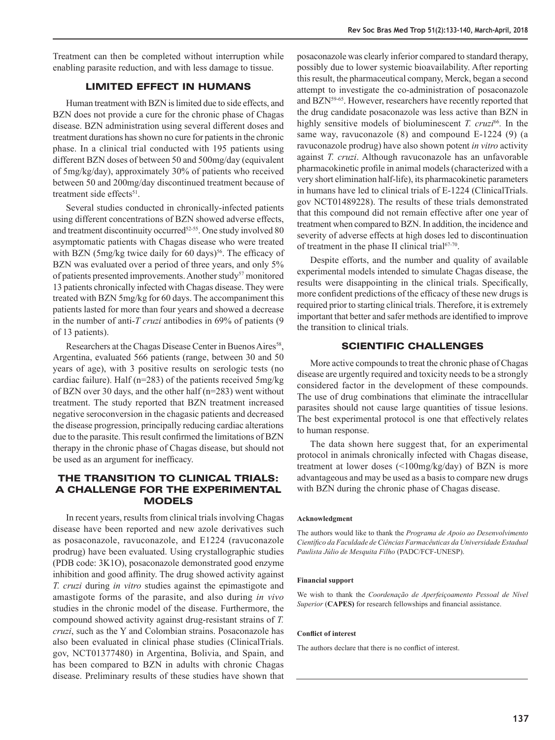Treatment can then be completed without interruption while enabling parasite reduction, and with less damage to tissue.

## LIMITED EFFECT IN HUMANS

Human treatment with BZN is limited due to side effects, and BZN does not provide a cure for the chronic phase of Chagas disease. BZN administration using several different doses and treatment durations has shown no cure for patients in the chronic phase. In a clinical trial conducted with 195 patients using different BZN doses of between 50 and 500mg/day (equivalent of 5mg/kg/day), approximately 30% of patients who received between 50 and 200mg/day discontinued treatment because of treatment side effects[51].

Several studies conducted in chronically-infected patients using different concentrations of BZN showed adverse effects, and treatment discontinuity occurred[52-55]. One study involved 80 asymptomatic patients with Chagas disease who were treated with BZN (5mg/kg twice daily for 60 days)[56]. The efficacy of BZN was evaluated over a period of three years, and only 5% of patients presented improvements. Another study[57] monitored 13 patients chronically infected with Chagas disease. They were treated with BZN 5mg/kg for 60 days. The accompaniment this patients lasted for more than four years and showed a decrease in the number of anti-*T cruzi* antibodies in 69% of patients (9 of 13 patients).

Researchers at the Chagas Disease Center in Buenos Aires[58], Argentina, evaluated 566 patients (range, between 30 and 50 years of age), with 3 positive results on serologic tests (no cardiac failure). Half (n=283) of the patients received 5mg/kg of BZN over 30 days, and the other half (n=283) went without treatment. The study reported that BZN treatment increased negative seroconversion in the chagasic patients and decreased the disease progression, principally reducing cardiac alterations due to the parasite. This result confirmed the limitations of BZN therapy in the chronic phase of Chagas disease, but should not be used as an argument for inefficacy.

## THE TRANSITION TO CLINICAL TRIALS: A CHALLENGE FOR THE EXPERIMENTAL MODELS

In recent years, results from clinical trials involving Chagas disease have been reported and new azole derivatives such as posaconazole, ravuconazole, and E1224 (ravuconazole prodrug) have been evaluated. Using crystallographic studies (PDB code: 3K1O), posaconazole demonstrated good enzyme inhibition and good affinity. The drug showed activity against *T. cruzi* during *in vitro* studies against the epimastigote and amastigote forms of the parasite, and also during *in vivo* studies in the chronic model of the disease. Furthermore, the compound showed activity against drug-resistant strains of *T. cruzi*, such as the Y and Colombian strains. Posaconazole has also been evaluated in clinical phase studies (ClinicalTrials.gov, NCT01377480) in Argentina, Bolivia, and Spain, and has been compared to BZN in adults with chronic Chagas disease. Preliminary results of these studies have shown that posaconazole was clearly inferior compared to standard therapy, possibly due to lower systemic bioavailability. After reporting this result, the pharmaceutical company, Merck, began a second attempt to investigate the co-administration of posaconazole and BZN[59-65]. However, researchers have recently reported that the drug candidate posaconazole was less active than BZN in highly sensitive models of bioluminescent *T. cruzi*[66]. In the same way, ravuconazole (8) and compound E-1224 (9) (a ravuconazole prodrug) have also shown potent *in vitro* activity against *T. cruzi*. Although ravuconazole has an unfavorable pharmacokinetic profile in animal models (characterized with a very short elimination half-life), its pharmacokinetic parameters in humans have led to clinical trials of E-1224 (ClinicalTrials.gov NCT01489228). The results of these trials demonstrated that this compound did not remain effective after one year of treatment when compared to BZN. In addition, the incidence and severity of adverse effects at high doses led to discontinuation of treatment in the phase II clinical trial[67-70].

Despite efforts, and the number and quality of available experimental models intended to simulate Chagas disease, the results were disappointing in the clinical trials. Specifically, more confident predictions of the efficacy of these new drugs is required prior to starting clinical trials. Therefore, it is extremely important that better and safer methods are identified to improve the transition to clinical trials.

## SCIENTIFIC CHALLENGES

More active compounds to treat the chronic phase of Chagas disease are urgently required and toxicity needs to be a strongly considered factor in the development of these compounds. The use of drug combinations that eliminate the intracellular parasites should not cause large quantities of tissue lesions. The best experimental protocol is one that effectively relates to human response.

The data shown here suggest that, for an experimental protocol in animals chronically infected with Chagas disease, treatment at lower doses (<100mg/kg/day) of BZN is more advantageous and may be used as a basis to compare new drugs with BZN during the chronic phase of Chagas disease.

**Acknowledgment**

The authors would like to thank the *Programa de Apoio ao Desenvolvimento Científico da Faculdade de Ciências Farmacêuticas da Universidade Estadual Paulista Júlio de Mesquita Filho* (PADC/FCF-UNESP).

**Financial support**

We wish to thank the *Coordenação de Aperfeiçoamento Pessoal de Nível Superior* (**CAPES)** for research fellowships and financial assistance.

**Conflict of interest**

The authors declare that there is no conflict of interest.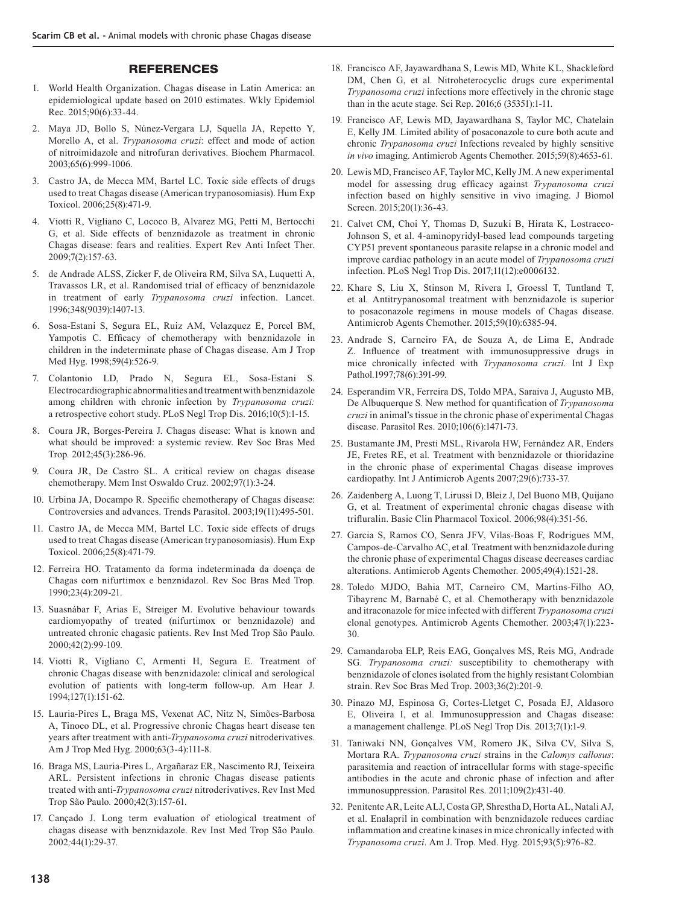## REFERENCES

1. World Health Organization. Chagas disease in Latin America: an epidemiological update based on 2010 estimates. Wkly Epidemiol Rec. 2015;90(6):33-44.

2. Maya JD, Bollo S, Núnez-Vergara LJ, Squella JA, Repetto Y, Morello A, et al. *Trypanosoma cruzi*: effect and mode of action of nitroimidazole and nitrofuran derivatives. Biochem Pharmacol. 2003;65(6):999-1006.

3. Castro JA, de Mecca MM, Bartel LC. Toxic side effects of drugs used to treat Chagas disease (American trypanosomiasis). Hum Exp Toxicol. 2006;25(8):471-9.

4. Viotti R, Vigliano C, Lococo B, Alvarez MG, Petti M, Bertocchi G, et al. Side effects of benznidazole as treatment in chronic Chagas disease: fears and realities. Expert Rev Anti Infect Ther. 2009;7(2):157-63.

5. de Andrade ALSS, Zicker F, de Oliveira RM, Silva SA, Luquetti A, Travassos LR, et al. Randomised trial of efficacy of benznidazole in treatment of early *Trypanosoma cruzi* infection. Lancet. 1996;348(9039):1407-13.

6. Sosa-Estani S, Segura EL, Ruiz AM, Velazquez E, Porcel BM, Yampotis C. Efficacy of chemotherapy with benznidazole in children in the indeterminate phase of Chagas disease. Am J Trop Med Hyg. 1998;59(4):526-9.

7. Colantonio LD, Prado N, Segura EL, Sosa-Estani S. Electrocardiographic abnormalities and treatment with benznidazole among children with chronic infection by *Trypanosoma cruzi:* a retrospective cohort study. PLoS Negl Trop Dis. 2016;10(5):1-15.

8. Coura JR, Borges-Pereira J. Chagas disease: What is known and what should be improved: a systemic review. Rev Soc Bras Med Trop. 2012;45(3):286-96.

9. Coura JR, De Castro SL. A critical review on chagas disease chemotherapy. Mem Inst Oswaldo Cruz. 2002;97(1):3-24.

10. Urbina JA, Docampo R. Specific chemotherapy of Chagas disease: Controversies and advances. Trends Parasitol. 2003;19(11):495-501.

11. Castro JA, de Mecca MM, Bartel LC. Toxic side effects of drugs used to treat Chagas disease (American trypanosomiasis). Hum Exp Toxicol. 2006;25(8):471-79.

12. Ferreira HO. Tratamento da forma indeterminada da doença de Chagas com nifurtimox e benznidazol. Rev Soc Bras Med Trop. 1990;23(4):209-21.

13. Suasnábar F, Arias E, Streiger M. Evolutive behaviour towards cardiomyopathy of treated (nifurtimox or benznidazole) and untreated chronic chagasic patients. Rev Inst Med Trop São Paulo. 2000;42(2):99-109.

14. Viotti R, Vigliano C, Armenti H, Segura E. Treatment of chronic Chagas disease with benznidazole: clinical and serological evolution of patients with long-term follow-up. Am Hear J. 1994;127(1):151-62.

15. Lauria-Pires L, Braga MS, Vexenat AC, Nitz N, Simões-Barbosa A, Tinoco DL, et al. Progressive chronic Chagas heart disease ten years after treatment with anti-*Trypanosoma cruzi* nitroderivatives. Am J Trop Med Hyg. 2000;63(3-4):111-8.

16. Braga MS, Lauria-Pires L, Argañaraz ER, Nascimento RJ, Teixeira ARL. Persistent infections in chronic Chagas disease patients treated with anti-*Trypanosoma cruzi* nitroderivatives. Rev Inst Med Trop São Paulo. 2000;42(3):157-61.

17. Cançado J. Long term evaluation of etiological treatment of chagas disease with benznidazole. Rev Inst Med Trop São Paulo. 2002;44(1):29-37.

18. Francisco AF, Jayawardhana S, Lewis MD, White KL, Shackleford DM, Chen G, et al. Nitroheterocyclic drugs cure experimental *Trypanosoma cruzi* infections more effectively in the chronic stage than in the acute stage. Sci Rep. 2016;6 (35351):1-11.

19. Francisco AF, Lewis MD, Jayawardhana S, Taylor MC, Chatelain E, Kelly JM. Limited ability of posaconazole to cure both acute and chronic *Trypanosoma cruzi* Infections revealed by highly sensitive *in vivo* imaging. Antimicrob Agents Chemother. 2015;59(8):4653-61.

20. Lewis MD, Francisco AF, Taylor MC, Kelly JM. A new experimental model for assessing drug efficacy against *Trypanosoma cruzi* infection based on highly sensitive in vivo imaging. J Biomol Screen. 2015;20(1):36-43.

21. Calvet CM, Choi Y, Thomas D, Suzuki B, Hirata K, Lostracco-Johnson S, et al. 4-aminopyridyl-based lead compounds targeting CYP51 prevent spontaneous parasite relapse in a chronic model and improve cardiac pathology in an acute model of *Trypanosoma cruzi* infection. PLoS Negl Trop Dis. 2017;11(12):e0006132.

22. Khare S, Liu X, Stinson M, Rivera I, Groessl T, Tuntland T, et al. Antitrypanosomal treatment with benznidazole is superior to posaconazole regimens in mouse models of Chagas disease. Antimicrob Agents Chemother. 2015;59(10):6385-94.

23. Andrade S, Carneiro FA, de Souza A, de Lima E, Andrade Z. Influence of treatment with immunosuppressive drugs in mice chronically infected with *Trypanosoma cruzi.* Int J Exp Pathol.1997;78(6):391-99.

24. Esperandim VR, Ferreira DS, Toldo MPA, Saraiva J, Augusto MB, De Albuquerque S. New method for quantification of *Trypanosoma cruzi* in animal's tissue in the chronic phase of experimental Chagas disease. Parasitol Res. 2010;106(6):1471-73.

25. Bustamante JM, Presti MSL, Rivarola HW, Fernández AR, Enders JE, Fretes RE, et al. Treatment with benznidazole or thioridazine in the chronic phase of experimental Chagas disease improves cardiopathy. Int J Antimicrob Agents 2007;29(6):733-37.

26. Zaidenberg A, Luong T, Lirussi D, Bleiz J, Del Buono MB, Quijano G, et al. Treatment of experimental chronic chagas disease with trifluralin. Basic Clin Pharmacol Toxicol. 2006;98(4):351-56.

27. Garcia S, Ramos CO, Senra JFV, Vilas-Boas F, Rodrigues MM, Campos-de-Carvalho AC, et al. Treatment with benznidazole during the chronic phase of experimental Chagas disease decreases cardiac alterations. Antimicrob Agents Chemother. 2005;49(4):1521-28.

28. Toledo MJDO, Bahia MT, Carneiro CM, Martins-Filho AO, Tibayrenc M, Barnabé C, et al. Chemotherapy with benznidazole and itraconazole for mice infected with different *Trypanosoma cruzi* clonal genotypes. Antimicrob Agents Chemother. 2003;47(1):223-30.

29. Camandaroba ELP, Reis EAG, Gonçalves MS, Reis MG, Andrade SG. *Trypanosoma cruzi:* susceptibility to chemotherapy with benznidazole of clones isolated from the highly resistant Colombian strain. Rev Soc Bras Med Trop. 2003;36(2):201-9.

30. Pinazo MJ, Espinosa G, Cortes-Lletget C, Posada EJ, Aldasoro E, Oliveira I, et al. Immunosuppression and Chagas disease: a management challenge. PLoS Negl Trop Dis. 2013;7(1):1-9.

31. Taniwaki NN, Gonçalves VM, Romero JK, Silva CV, Silva S, Mortara RA. *Trypanosoma cruzi* strains in the *Calomys callosus*: parasitemia and reaction of intracellular forms with stage-specific antibodies in the acute and chronic phase of infection and after immunosuppression. Parasitol Res. 2011;109(2):431-40.

32. Penitente AR, Leite ALJ, Costa GP, Shrestha D, Horta AL, Natali AJ, et al. Enalapril in combination with benznidazole reduces cardiac inflammation and creatine kinases in mice chronically infected with *Trypanosoma cruzi*. Am J. Trop. Med. Hyg. 2015;93(5):976-82.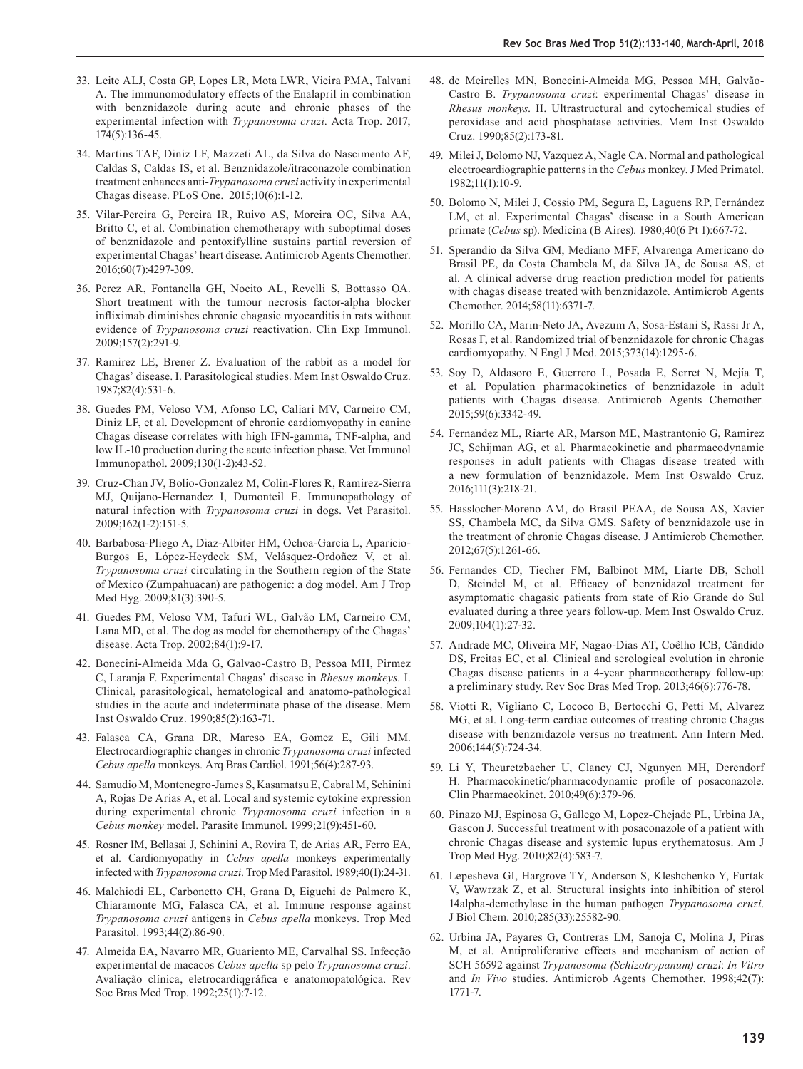33. Leite ALJ, Costa GP, Lopes LR, Mota LWR, Vieira PMA, Talvani A. The immunomodulatory effects of the Enalapril in combination with benznidazole during acute and chronic phases of the experimental infection with *Trypanosoma cruzi*. Acta Trop. 2017; 174(5):136-45.

34. Martins TAF, Diniz LF, Mazzeti AL, da Silva do Nascimento AF, Caldas S, Caldas IS, et al. Benznidazole/itraconazole combination treatment enhances anti-*Trypanosoma cruzi* activity in experimental Chagas disease. PLoS One. 2015;10(6):1-12.

35. Vilar-Pereira G, Pereira IR, Ruivo AS, Moreira OC, Silva AA, Britto C, et al. Combination chemotherapy with suboptimal doses of benznidazole and pentoxifylline sustains partial reversion of experimental Chagas' heart disease. Antimicrob Agents Chemother. 2016;60(7):4297-309.

36. Perez AR, Fontanella GH, Nocito AL, Revelli S, Bottasso OA. Short treatment with the tumour necrosis factor-alpha blocker infliximab diminishes chronic chagasic myocarditis in rats without evidence of *Trypanosoma cruzi* reactivation. Clin Exp Immunol. 2009;157(2):291-9.

37. Ramirez LE, Brener Z. Evaluation of the rabbit as a model for Chagas' disease. I. Parasitological studies. Mem Inst Oswaldo Cruz. 1987;82(4):531-6.

38. Guedes PM, Veloso VM, Afonso LC, Caliari MV, Carneiro CM, Diniz LF, et al. Development of chronic cardiomyopathy in canine Chagas disease correlates with high IFN-gamma, TNF-alpha, and low IL-10 production during the acute infection phase. Vet Immunol Immunopathol. 2009;130(1-2):43-52.

39. Cruz-Chan JV, Bolio-Gonzalez M, Colin-Flores R, Ramirez-Sierra MJ, Quijano-Hernandez I, Dumonteil E. Immunopathology of natural infection with *Trypanosoma cruzi* in dogs. Vet Parasitol. 2009;162(1-2):151-5.

40. Barbabosa-Pliego A, Diaz-Albiter HM, Ochoa-García L, Aparicio-Burgos E, López-Heydeck SM, Velásquez-Ordoñez V, et al. *Trypanosoma cruzi* circulating in the Southern region of the State of Mexico (Zumpahuacan) are pathogenic: a dog model. Am J Trop Med Hyg. 2009;81(3):390-5.

41. Guedes PM, Veloso VM, Tafuri WL, Galvão LM, Carneiro CM, Lana MD, et al. The dog as model for chemotherapy of the Chagas' disease. Acta Trop. 2002;84(1):9-17.

42. Bonecini-Almeida Mda G, Galvao-Castro B, Pessoa MH, Pirmez C, Laranja F. Experimental Chagas' disease in *Rhesus monkeys.* I. Clinical, parasitological, hematological and anatomo-pathological studies in the acute and indeterminate phase of the disease. Mem Inst Oswaldo Cruz. 1990;85(2):163-71.

43. Falasca CA, Grana DR, Mareso EA, Gomez E, Gili MM. Electrocardiographic changes in chronic *Trypanosoma cruzi* infected *Cebus apella* monkeys. Arq Bras Cardiol. 1991;56(4):287-93.

44. Samudio M, Montenegro-James S, Kasamatsu E, Cabral M, Schinini A, Rojas De Arias A, et al. Local and systemic cytokine expression during experimental chronic *Trypanosoma cruzi* infection in a *Cebus monkey* model. Parasite Immunol. 1999;21(9):451-60.

45. Rosner IM, Bellasai J, Schinini A, Rovira T, de Arias AR, Ferro EA, et al. Cardiomyopathy in *Cebus apella* monkeys experimentally infected with *Trypanosoma cruzi*. Trop Med Parasitol. 1989;40(1):24-31.

46. Malchiodi EL, Carbonetto CH, Grana D, Eiguchi de Palmero K, Chiaramonte MG, Falasca CA, et al. Immune response against *Trypanosoma cruzi* antigens in *Cebus apella* monkeys. Trop Med Parasitol. 1993;44(2):86-90.

47. Almeida EA, Navarro MR, Guariento ME, Carvalhal SS. Infecção experimental de macacos *Cebus apella* sp pelo *Trypanosoma cruzi*. Avaliação clínica, eletrocardiqgráfica e anatomopatológica. Rev Soc Bras Med Trop. 1992;25(1):7-12.

48. de Meirelles MN, Bonecini-Almeida MG, Pessoa MH, Galvão-Castro B. *Trypanosoma cruzi*: experimental Chagas' disease in *Rhesus monkeys*. II. Ultrastructural and cytochemical studies of peroxidase and acid phosphatase activities. Mem Inst Oswaldo Cruz. 1990;85(2):173-81.

49. Milei J, Bolomo NJ, Vazquez A, Nagle CA. Normal and pathological electrocardiographic patterns in the *Cebus* monkey. J Med Primatol. 1982;11(1):10-9.

50. Bolomo N, Milei J, Cossio PM, Segura E, Laguens RP, Fernández LM, et al. Experimental Chagas' disease in a South American primate (*Cebus* sp). Medicina (B Aires). 1980;40(6 Pt 1):667-72.

51. Sperandio da Silva GM, Mediano MFF, Alvarenga Americano do Brasil PE, da Costa Chambela M, da Silva JA, de Sousa AS, et al. A clinical adverse drug reaction prediction model for patients with chagas disease treated with benznidazole. Antimicrob Agents Chemother. 2014;58(11):6371-7.

52. Morillo CA, Marin-Neto JA, Avezum A, Sosa-Estani S, Rassi Jr A, Rosas F, et al. Randomized trial of benznidazole for chronic Chagas cardiomyopathy. N Engl J Med. 2015;373(14):1295-6.

53. Soy D, Aldasoro E, Guerrero L, Posada E, Serret N, Mejía T, et al. Population pharmacokinetics of benznidazole in adult patients with Chagas disease. Antimicrob Agents Chemother. 2015;59(6):3342-49.

54. Fernandez ML, Riarte AR, Marson ME, Mastrantonio G, Ramirez JC, Schijman AG, et al. Pharmacokinetic and pharmacodynamic responses in adult patients with Chagas disease treated with a new formulation of benznidazole. Mem Inst Oswaldo Cruz. 2016;111(3):218-21.

55. Hasslocher-Moreno AM, do Brasil PEAA, de Sousa AS, Xavier SS, Chambela MC, da Silva GMS. Safety of benznidazole use in the treatment of chronic Chagas disease. J Antimicrob Chemother. 2012;67(5):1261-66.

56. Fernandes CD, Tiecher FM, Balbinot MM, Liarte DB, Scholl D, Steindel M, et al. Efficacy of benznidazol treatment for asymptomatic chagasic patients from state of Rio Grande do Sul evaluated during a three years follow-up. Mem Inst Oswaldo Cruz. 2009;104(1):27-32.

57. Andrade MC, Oliveira MF, Nagao-Dias AT, Coêlho ICB, Cândido DS, Freitas EC, et al. Clinical and serological evolution in chronic Chagas disease patients in a 4-year pharmacotherapy follow-up: a preliminary study. Rev Soc Bras Med Trop. 2013;46(6):776-78.

58. Viotti R, Vigliano C, Lococo B, Bertocchi G, Petti M, Alvarez MG, et al. Long-term cardiac outcomes of treating chronic Chagas disease with benznidazole versus no treatment. Ann Intern Med. 2006;144(5):724-34.

59. Li Y, Theuretzbacher U, Clancy CJ, Ngunyen MH, Derendorf H. Pharmacokinetic/pharmacodynamic profile of posaconazole. Clin Pharmacokinet. 2010;49(6):379-96.

60. Pinazo MJ, Espinosa G, Gallego M, Lopez-Chejade PL, Urbina JA, Gascon J. Successful treatment with posaconazole of a patient with chronic Chagas disease and systemic lupus erythematosus. Am J Trop Med Hyg. 2010;82(4):583-7.

61. Lepesheva GI, Hargrove TY, Anderson S, Kleshchenko Y, Furtak V, Wawrzak Z, et al. Structural insights into inhibition of sterol 14alpha-demethylase in the human pathogen *Trypanosoma cruzi*. J Biol Chem. 2010;285(33):25582-90.

62. Urbina JA, Payares G, Contreras LM, Sanoja C, Molina J, Piras M, et al. Antiproliferative effects and mechanism of action of SCH 56592 against *Trypanosoma (Schizotrypanum) cruzi*: *In Vitro* and *In Vivo* studies. Antimicrob Agents Chemother. 1998;42(7): 1771-7.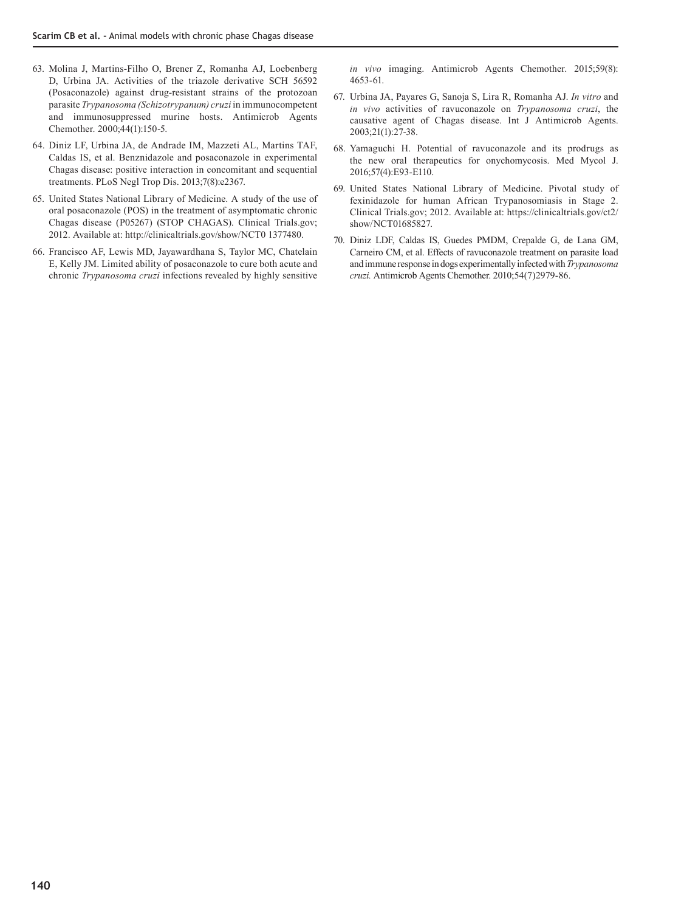63. Molina J, Martins-Filho O, Brener Z, Romanha AJ, Loebenberg D, Urbina JA. Activities of the triazole derivative SCH 56592 (Posaconazole) against drug-resistant strains of the protozoan parasite *Trypanosoma (Schizotrypanum) cruzi* in immunocompetent and immunosuppressed murine hosts. Antimicrob Agents Chemother. 2000;44(1):150-5.

64. Diniz LF, Urbina JA, de Andrade IM, Mazzeti AL, Martins TAF, Caldas IS, et al. Benznidazole and posaconazole in experimental Chagas disease: positive interaction in concomitant and sequential treatments. PLoS Negl Trop Dis. 2013;7(8):e2367.

65. United States National Library of Medicine. A study of the use of oral posaconazole (POS) in the treatment of asymptomatic chronic Chagas disease (P05267) (STOP CHAGAS). Clinical Trials.gov; 2012. Available at: http://clinicaltrials.gov/show/NCT0 1377480.

66. Francisco AF, Lewis MD, Jayawardhana S, Taylor MC, Chatelain E, Kelly JM. Limited ability of posaconazole to cure both acute and chronic *Trypanosoma cruzi* infections revealed by highly sensitive *in vivo* imaging. Antimicrob Agents Chemother. 2015;59(8): 4653-61.

67. Urbina JA, Payares G, Sanoja S, Lira R, Romanha AJ. *In vitro* and *in vivo* activities of ravuconazole on *Trypanosoma cruzi*, the causative agent of Chagas disease. Int J Antimicrob Agents. 2003;21(1):27-38.

68. Yamaguchi H. Potential of ravuconazole and its prodrugs as the new oral therapeutics for onychomycosis. Med Mycol J. 2016;57(4):E93-E110.

69. United States National Library of Medicine. Pivotal study of fexinidazole for human African Trypanosomiasis in Stage 2. Clinical Trials.gov; 2012. Available at: https://clinicaltrials.gov/ct2/show/NCT01685827.

70. Diniz LDF, Caldas IS, Guedes PMDM, Crepalde G, de Lana GM, Carneiro CM, et al. Effects of ravuconazole treatment on parasite load and immune response in dogs experimentally infected with *Trypanosoma cruzi.* Antimicrob Agents Chemother. 2010;54(7)2979-86.